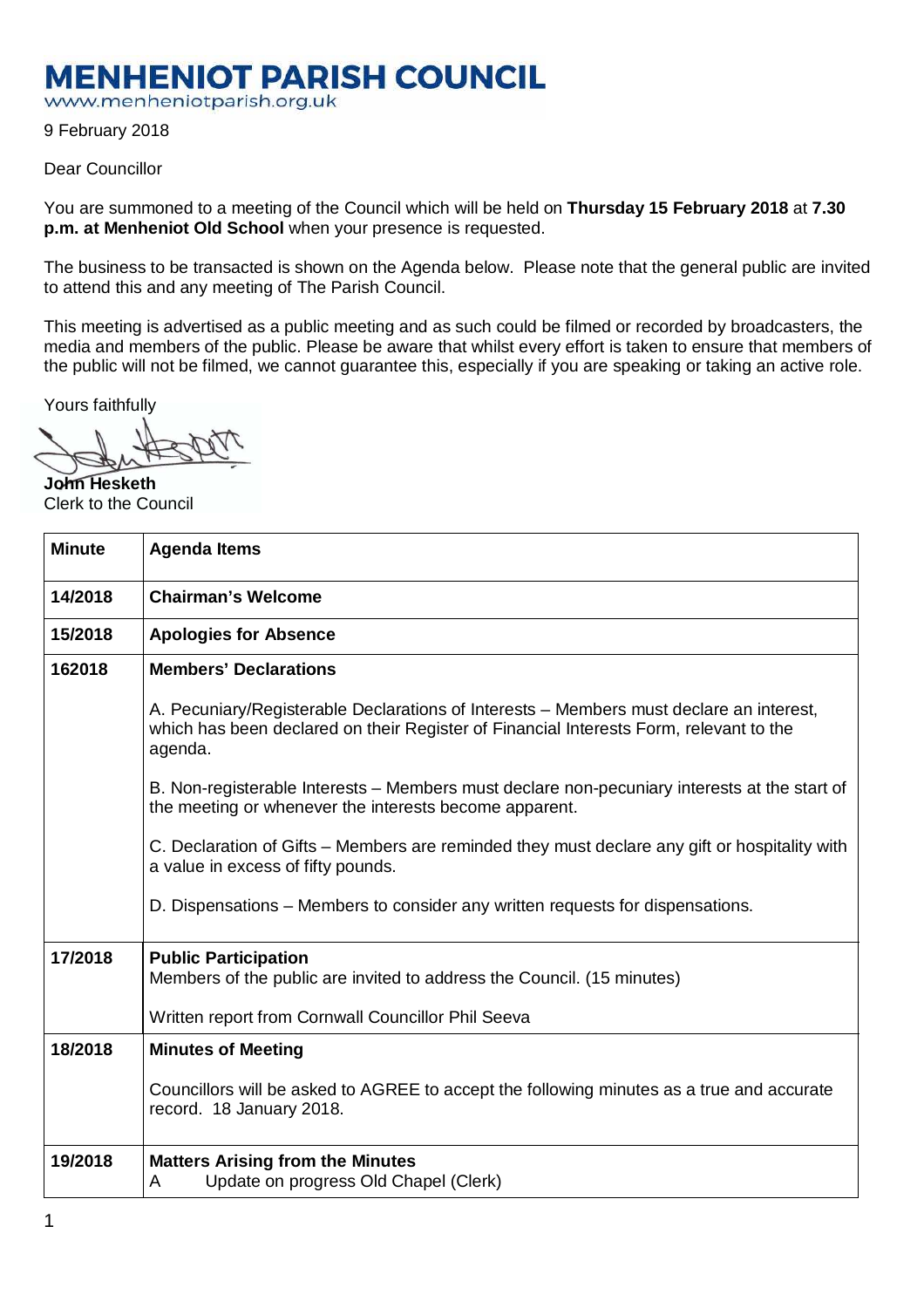# MENHENIOT PARISH COUNCIL

www.menheniotparish.org.uk

9 February 2018

Dear Councillor

You are summoned to a meeting of the Council which will be held on **Thursday 15 February 2018** at **7.30 p.m. at Menheniot Old School** when your presence is requested.

The business to be transacted is shown on the Agenda below. Please note that the general public are invited to attend this and any meeting of The Parish Council.

This meeting is advertised as a public meeting and as such could be filmed or recorded by broadcasters, the media and members of the public. Please be aware that whilst every effort is taken to ensure that members of the public will not be filmed, we cannot guarantee this, especially if you are speaking or taking an active role.

Yours faithfully

**John Hesketh**
Clerk to the Council

| Minute | Agenda Items |
|---|---|
| **14/2018** | **Chairman's Welcome** |
| **15/2018** | **Apologies for Absence** |
| **162018** | **Members' Declarations**<br><br>A. Pecuniary/Registerable Declarations of Interests – Members must declare an interest, which has been declared on their Register of Financial Interests Form, relevant to the agenda.<br><br>B. Non-registerable Interests – Members must declare non-pecuniary interests at the start of the meeting or whenever the interests become apparent.<br><br>C. Declaration of Gifts – Members are reminded they must declare any gift or hospitality with a value in excess of fifty pounds.<br><br>D. Dispensations – Members to consider any written requests for dispensations. |
| **17/2018** | **Public Participation**<br>Members of the public are invited to address the Council. (15 minutes)<br><br>Written report from Cornwall Councillor Phil Seeva |
| **18/2018** | **Minutes of Meeting**<br><br>Councillors will be asked to AGREE to accept the following minutes as a true and accurate record. 18 January 2018. |
| **19/2018** | **Matters Arising from the Minutes**<br>A Update on progress Old Chapel (Clerk) |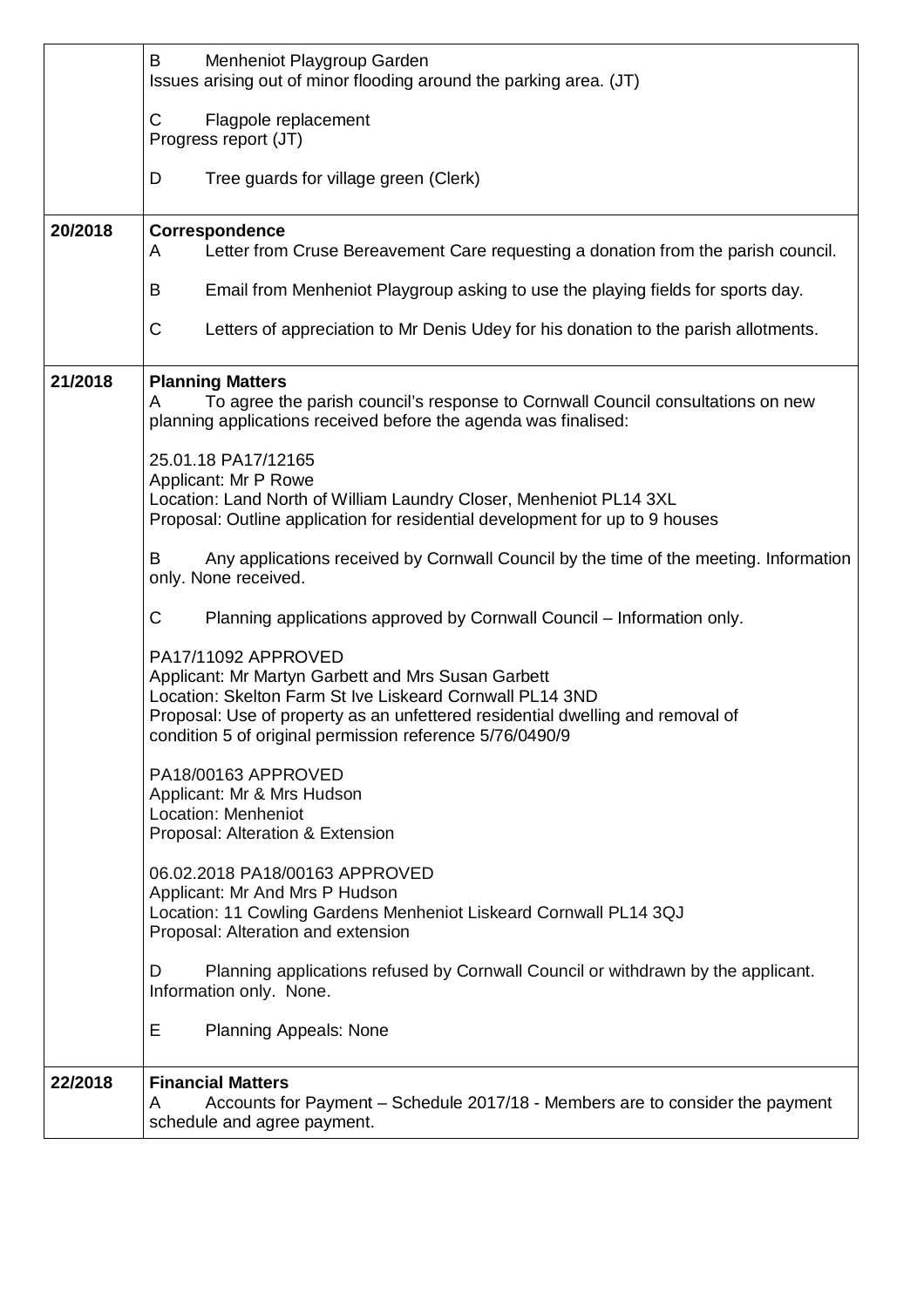| | |
|---|---|
| | B Menheniot Playgroup Garden<br>Issues arising out of minor flooding around the parking area. (JT)<br><br>C Flagpole replacement<br>Progress report (JT)<br><br>D Tree guards for village green (Clerk) |
| 20/2018 | **Correspondence**<br>A Letter from Cruse Bereavement Care requesting a donation from the parish council.<br><br>B Email from Menheniot Playgroup asking to use the playing fields for sports day.<br><br>C Letters of appreciation to Mr Denis Udey for his donation to the parish allotments. |
| 21/2018 | **Planning Matters**<br>A To agree the parish council's response to Cornwall Council consultations on new planning applications received before the agenda was finalised:<br><br>25.01.18 PA17/12165<br>Applicant: Mr P Rowe<br>Location: Land North of William Laundry Closer, Menheniot PL14 3XL<br>Proposal: Outline application for residential development for up to 9 houses<br><br>B Any applications received by Cornwall Council by the time of the meeting. Information only. None received.<br><br>C Planning applications approved by Cornwall Council – Information only.<br><br>PA17/11092 APPROVED<br>Applicant: Mr Martyn Garbett and Mrs Susan Garbett<br>Location: Skelton Farm St Ive Liskeard Cornwall PL14 3ND<br>Proposal: Use of property as an unfettered residential dwelling and removal of condition 5 of original permission reference 5/76/0490/9<br><br>PA18/00163 APPROVED<br>Applicant: Mr & Mrs Hudson<br>Location: Menheniot<br>Proposal: Alteration & Extension<br><br>06.02.2018 PA18/00163 APPROVED<br>Applicant: Mr And Mrs P Hudson<br>Location: 11 Cowling Gardens Menheniot Liskeard Cornwall PL14 3QJ<br>Proposal: Alteration and extension<br><br>D Planning applications refused by Cornwall Council or withdrawn by the applicant. Information only. None.<br><br>E Planning Appeals: None |
| 22/2018 | **Financial Matters**<br>A Accounts for Payment – Schedule 2017/18 - Members are to consider the payment schedule and agree payment. |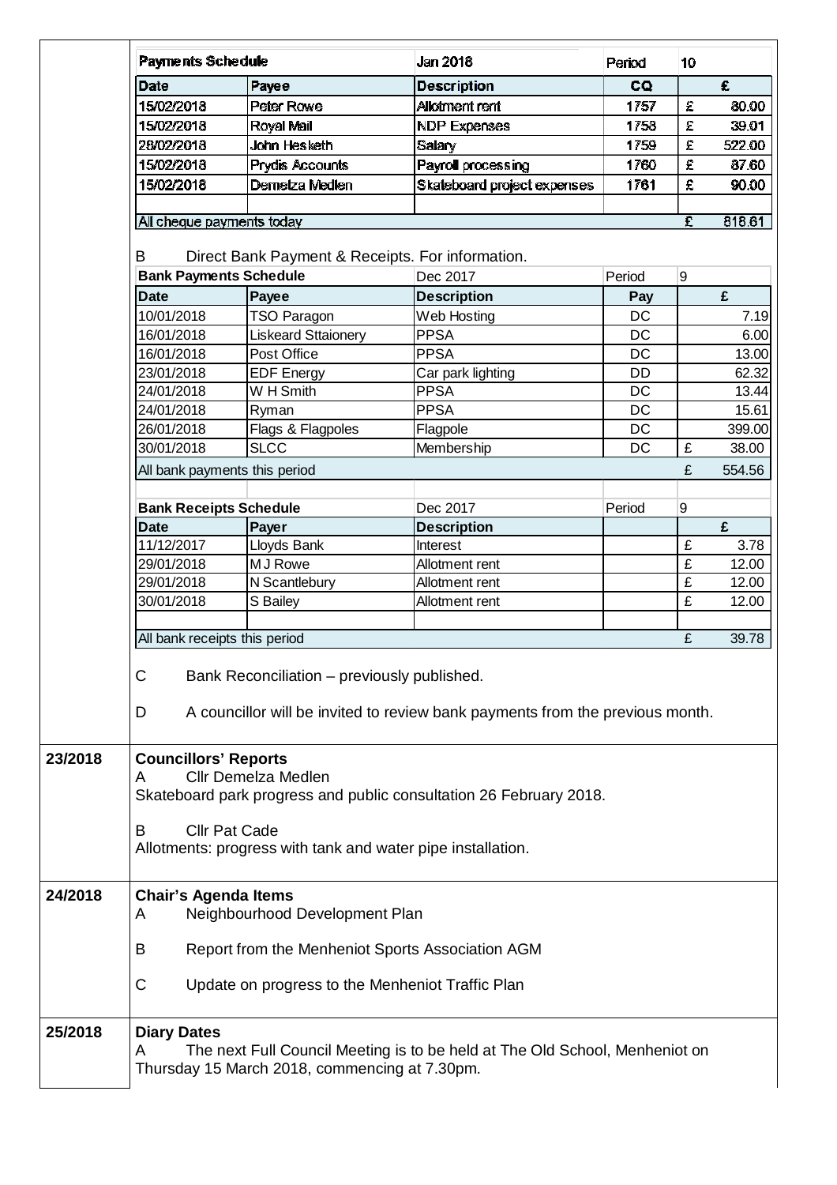| Payments Schedule | | Jan 2018 | Period | 10 |
|---|---|---|---|---|
| **Date** | **Payee** | **Description** | **CQ** | **£** |
| 15/02/2018 | Peter Rowe | Allotment rent | 1757 | £ 80.00 |
| 15/02/2018 | Royal Mail | NDP Expenses | 1758 | £ 39.01 |
| 28/02/2018 | John Hesketh | Salary | 1759 | £ 522.00 |
| 15/02/2018 | Prydis Accounts | Payroll processing | 1760 | £ 87.60 |
| 15/02/2018 | Demelza Medlen | Skateboard project expenses | 1761 | £ 90.00 |
| | | | | |
| All cheque payments today | | | | £ 818.61 |

B Direct Bank Payment & Receipts. For information.

| Bank Payments Schedule | | Dec 2017 | Period | 9 |
|---|---|---|---|---|
| **Date** | **Payee** | **Description** | **Pay** | **£** |
| 10/01/2018 | TSO Paragon | Web Hosting | DC | 7.19 |
| 16/01/2018 | Liskeard Sttaionery | PPSA | DC | 6.00 |
| 16/01/2018 | Post Office | PPSA | DC | 13.00 |
| 23/01/2018 | EDF Energy | Car park lighting | DD | 62.32 |
| 24/01/2018 | W H Smith | PPSA | DC | 13.44 |
| 24/01/2018 | Ryman | PPSA | DC | 15.61 |
| 26/01/2018 | Flags & Flagpoles | Flagpole | DC | 399.00 |
| 30/01/2018 | SLCC | Membership | DC | £ 38.00 |
| All bank payments this period | | | | £ 554.56 |

| Bank Receipts Schedule | | Dec 2017 | Period | 9 |
|---|---|---|---|---|
| **Date** | **Payer** | **Description** | | **£** |
| 11/12/2017 | Lloyds Bank | Interest | | £ 3.78 |
| 29/01/2018 | M J Rowe | Allotment rent | | £ 12.00 |
| 29/01/2018 | N Scantlebury | Allotment rent | | £ 12.00 |
| 30/01/2018 | S Bailey | Allotment rent | | £ 12.00 |
| | | | | |
| All bank receipts this period | | | | £ 39.78 |

C Bank Reconciliation – previously published.

D A councillor will be invited to review bank payments from the previous month.

**23/2018 Councillors' Reports**

A Cllr Demelza Medlen
Skateboard park progress and public consultation 26 February 2018.

B Cllr Pat Cade
Allotments: progress with tank and water pipe installation.

**24/2018 Chair's Agenda Items**

A Neighbourhood Development Plan

B Report from the Menheniot Sports Association AGM

C Update on progress to the Menheniot Traffic Plan

**25/2018 Diary Dates**

A The next Full Council Meeting is to be held at The Old School, Menheniot on Thursday 15 March 2018, commencing at 7.30pm.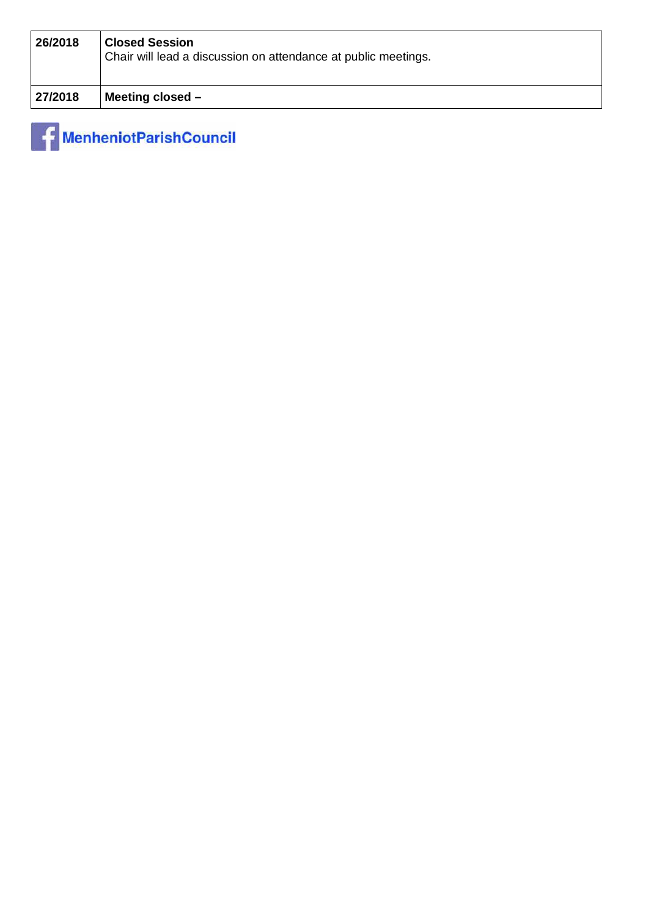| | |
|---|---|
| **26/2018** | **Closed Session**<br>Chair will lead a discussion on attendance at public meetings. |
| **27/2018** | **Meeting closed –** |

MenheniotParishCouncil